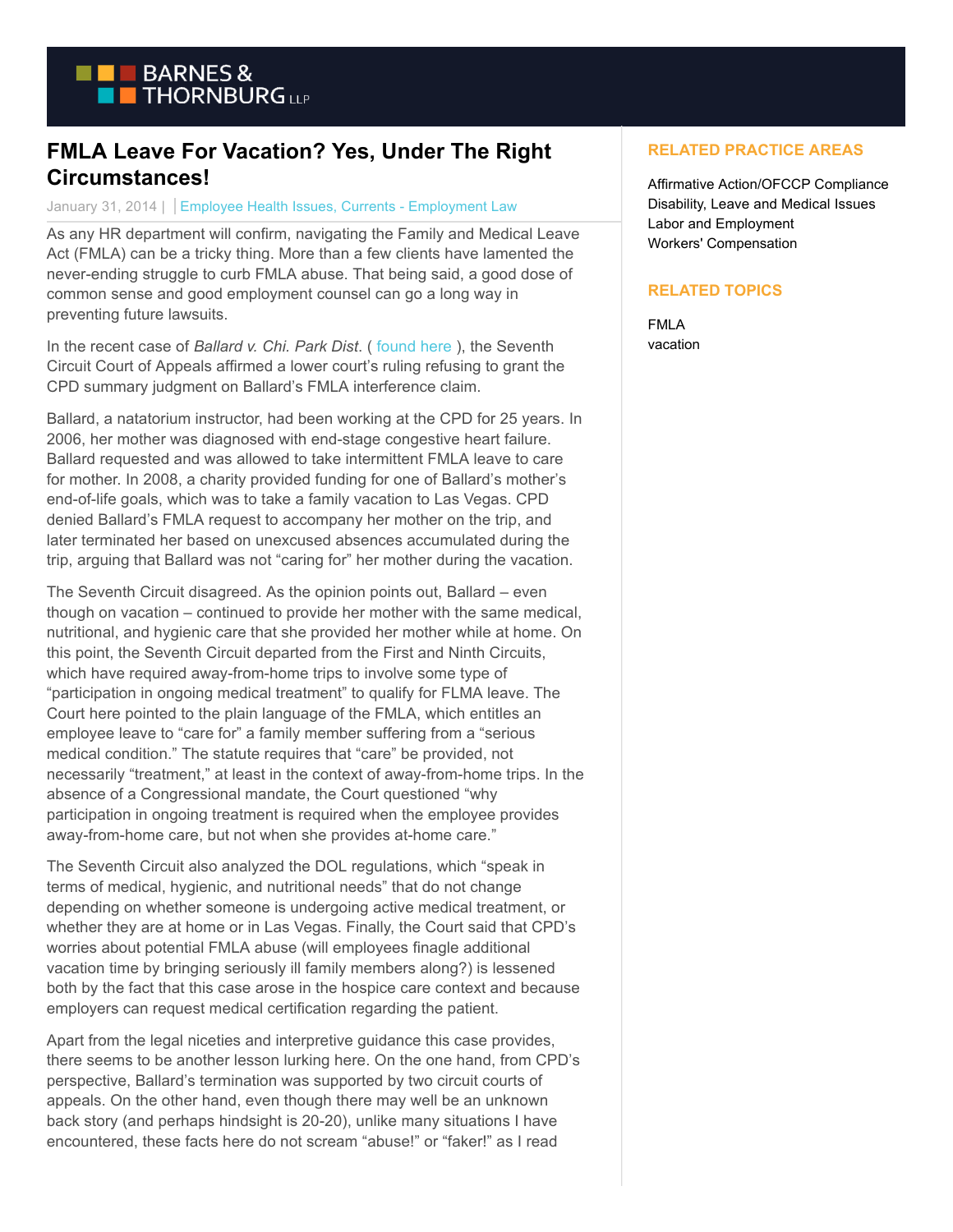# FMLA Leave For Vacation? Yes, Under The Right Circumstances!

January 31, 2014 | Employee Health Issues, Currents - Employment Law

As any HR department will confirm, navigating the Family and Medical Leave Act (FMLA) can be a tricky thing. More than a few clients have lamented the never-ending struggle to curb FMLA abuse. That being said, a good dose of common sense and good employment counsel can go a long way in preventing future lawsuits.

In the recent case of *Ballard v. Chi. Park Dist*. ( found here ), the Seventh Circuit Court of Appeals affirmed a lower court's ruling refusing to grant the CPD summary judgment on Ballard's FMLA interference claim.

Ballard, a natatorium instructor, had been working at the CPD for 25 years. In 2006, her mother was diagnosed with end-stage congestive heart failure. Ballard requested and was allowed to take intermittent FMLA leave to care for mother. In 2008, a charity provided funding for one of Ballard's mother's end-of-life goals, which was to take a family vacation to Las Vegas. CPD denied Ballard's FMLA request to accompany her mother on the trip, and later terminated her based on unexcused absences accumulated during the trip, arguing that Ballard was not "caring for" her mother during the vacation.

The Seventh Circuit disagreed. As the opinion points out, Ballard – even though on vacation – continued to provide her mother with the same medical, nutritional, and hygienic care that she provided her mother while at home. On this point, the Seventh Circuit departed from the First and Ninth Circuits, which have required away-from-home trips to involve some type of "participation in ongoing medical treatment" to qualify for FLMA leave. The Court here pointed to the plain language of the FMLA, which entitles an employee leave to "care for" a family member suffering from a "serious medical condition." The statute requires that "care" be provided, not necessarily "treatment," at least in the context of away-from-home trips. In the absence of a Congressional mandate, the Court questioned "why participation in ongoing treatment is required when the employee provides away-from-home care, but not when she provides at-home care."

The Seventh Circuit also analyzed the DOL regulations, which "speak in terms of medical, hygienic, and nutritional needs" that do not change depending on whether someone is undergoing active medical treatment, or whether they are at home or in Las Vegas. Finally, the Court said that CPD's worries about potential FMLA abuse (will employees finagle additional vacation time by bringing seriously ill family members along?) is lessened both by the fact that this case arose in the hospice care context and because employers can request medical certification regarding the patient.

Apart from the legal niceties and interpretive guidance this case provides, there seems to be another lesson lurking here. On the one hand, from CPD's perspective, Ballard's termination was supported by two circuit courts of appeals. On the other hand, even though there may well be an unknown back story (and perhaps hindsight is 20-20), unlike many situations I have encountered, these facts here do not scream "abuse!" or "faker!" as I read

## RELATED PRACTICE AREAS

Affirmative Action/OFCCP Compliance
Disability, Leave and Medical Issues
Labor and Employment
Workers' Compensation

## RELATED TOPICS

FMLA
vacation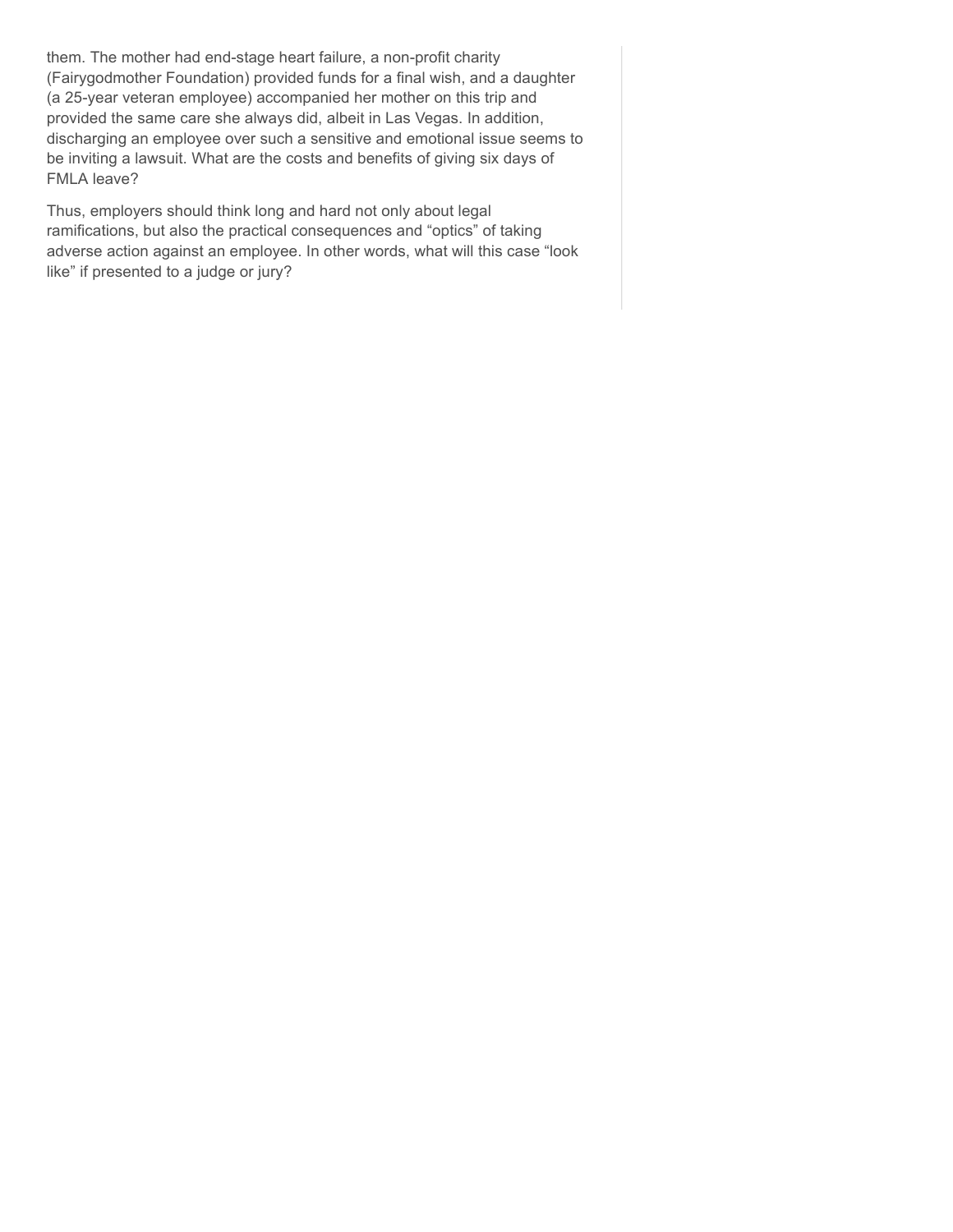them. The mother had end-stage heart failure, a non-profit charity (Fairygodmother Foundation) provided funds for a final wish, and a daughter (a 25-year veteran employee) accompanied her mother on this trip and provided the same care she always did, albeit in Las Vegas. In addition, discharging an employee over such a sensitive and emotional issue seems to be inviting a lawsuit. What are the costs and benefits of giving six days of FMLA leave?

Thus, employers should think long and hard not only about legal ramifications, but also the practical consequences and "optics" of taking adverse action against an employee. In other words, what will this case "look like" if presented to a judge or jury?